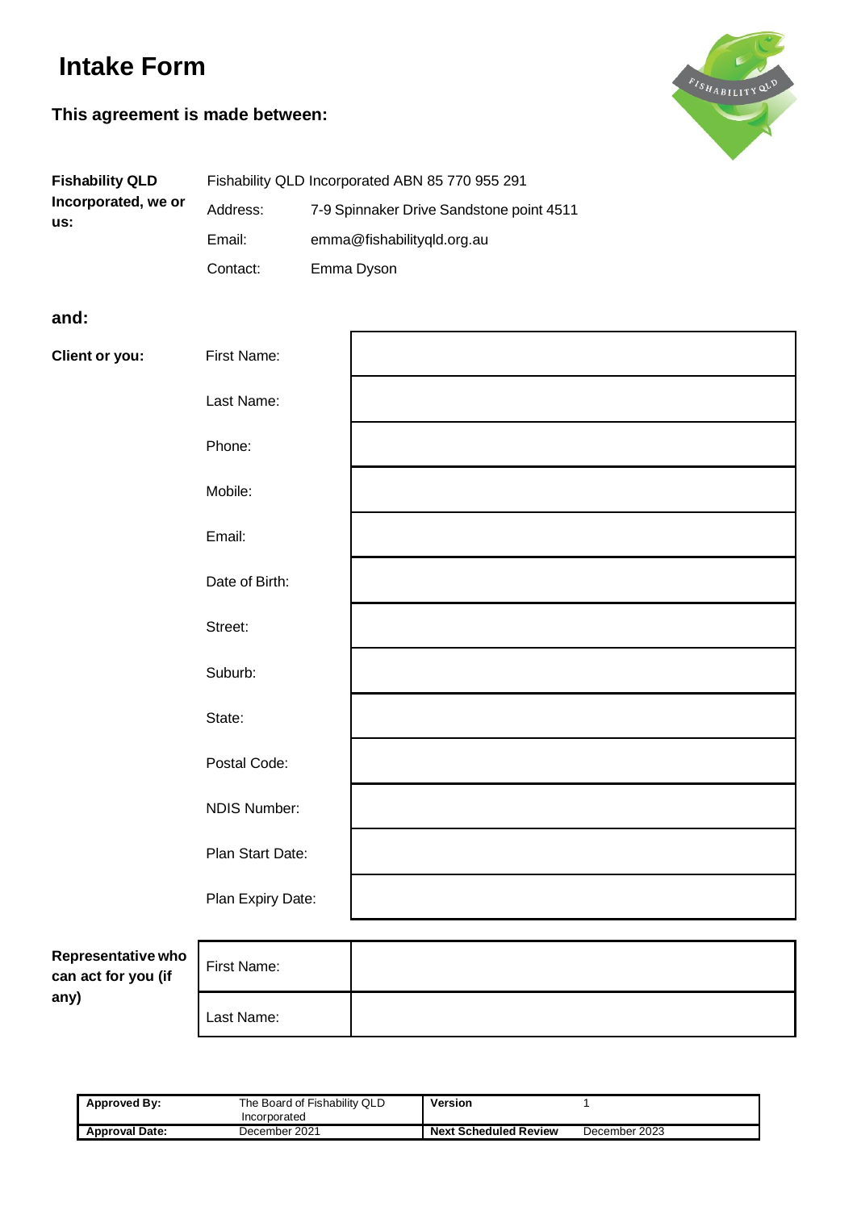# Intake Form

## This agreement is made between:

| | | |
|---|---|---|
| **Fishability QLD Incorporated, we or us:** | Fishability QLD Incorporated ABN 85 770 955 291 | |
| | Address: | 7-9 Spinnaker Drive Sandstone point 4511 |
| | Email: | emma@fishabilityqld.org.au |
| | Contact: | Emma Dyson |

**and:**

| | | |
|---|---|---|
| **Client or you:** | First Name: | |
| | Last Name: | |
| | Phone: | |
| | Mobile: | |
| | Email: | |
| | Date of Birth: | |
| | Street: | |
| | Suburb: | |
| | State: | |
| | Postal Code: | |
| | NDIS Number: | |
| | Plan Start Date: | |
| | Plan Expiry Date: | |

| | | |
|---|---|---|
| **Representative who can act for you (if any)** | First Name: | |
| | Last Name: | |

| | | | |
|---|---|---|---|
| **Approved By:** | The Board of Fishability QLD Incorporated | **Version** | 1 |
| **Approval Date:** | December 2021 | **Next Scheduled Review** | December 2023 |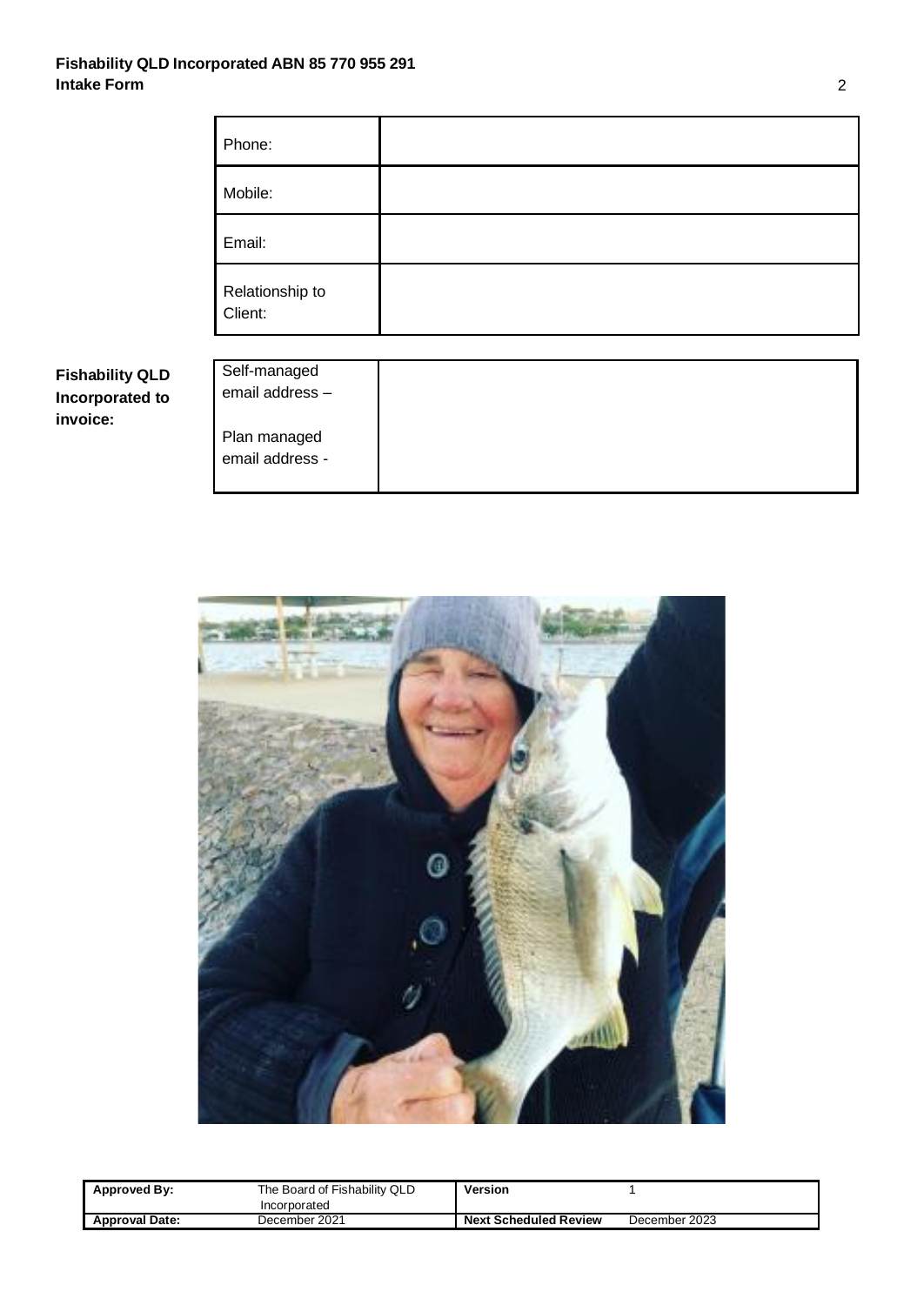| | |
|---|---|
| Phone: | |
| Mobile: | |
| Email: | |
| Relationship to Client: | |

**Fishability QLD Incorporated to invoice:**

| | |
|---|---|
| Self-managed email address – <br><br> Plan managed email address - | |

| | | | |
|---|---|---|---|
| **Approved By:** | The Board of Fishability QLD Incorporated | **Version** | 1 |
| **Approval Date:** | December 2021 | **Next Scheduled Review** | December 2023 |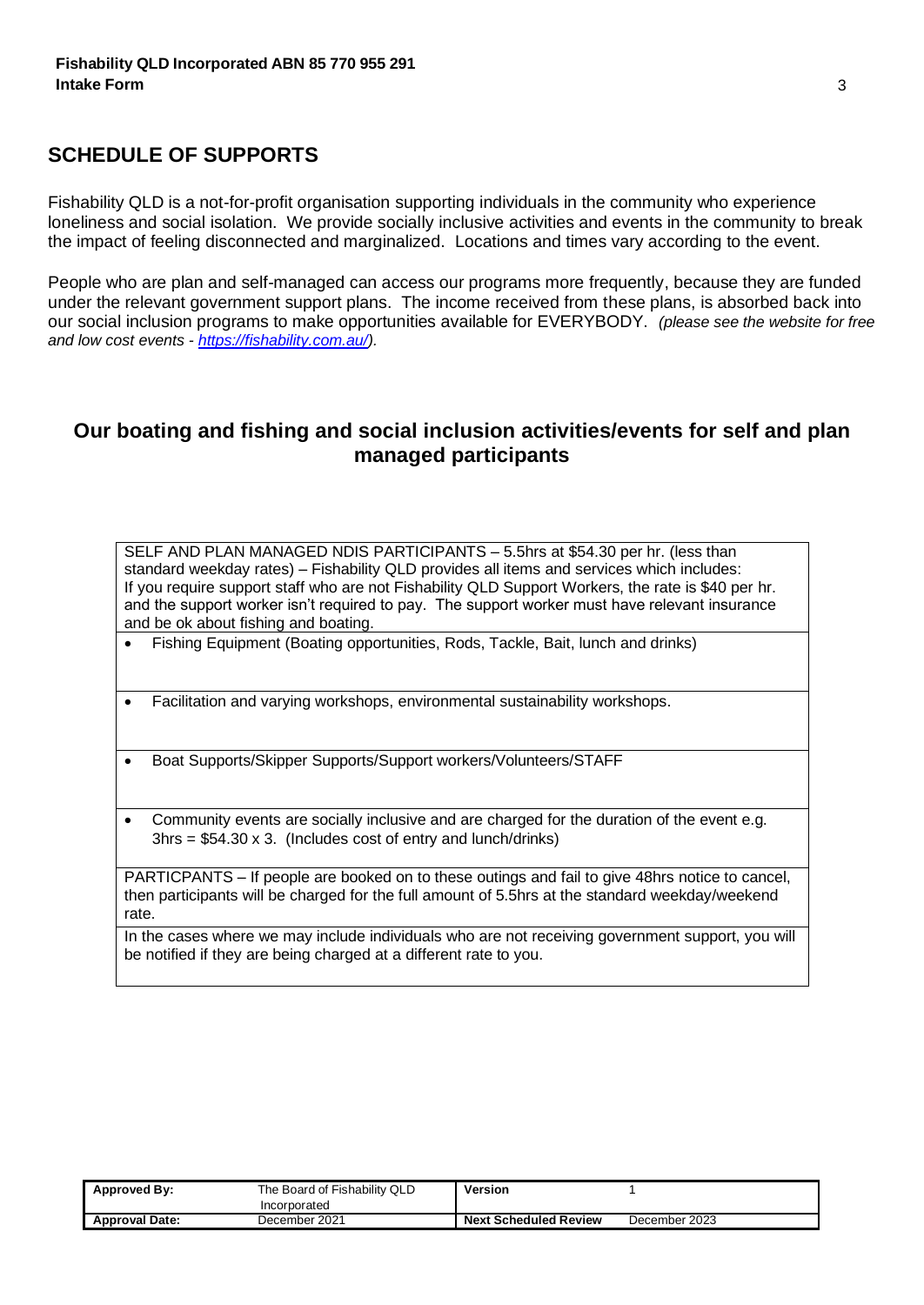## SCHEDULE OF SUPPORTS

Fishability QLD is a not-for-profit organisation supporting individuals in the community who experience loneliness and social isolation. We provide socially inclusive activities and events in the community to break the impact of feeling disconnected and marginalized. Locations and times vary according to the event.

People who are plan and self-managed can access our programs more frequently, because they are funded under the relevant government support plans. The income received from these plans, is absorbed back into our social inclusion programs to make opportunities available for EVERYBODY. *(please see the website for free and low cost events - [https://fishability.com.au/](https://fishability.com.au/)).*

## Our boating and fishing and social inclusion activities/events for self and plan managed participants

| SELF AND PLAN MANAGED NDIS PARTICIPANTS – 5.5hrs at $54.30 per hr. (less than standard weekday rates) – Fishability QLD provides all items and services which includes: If you require support staff who are not Fishability QLD Support Workers, the rate is $40 per hr. and the support worker isn't required to pay. The support worker must have relevant insurance and be ok about fishing and boating. |
|---|
| • Fishing Equipment (Boating opportunities, Rods, Tackle, Bait, lunch and drinks) |
| • Facilitation and varying workshops, environmental sustainability workshops. |
| • Boat Supports/Skipper Supports/Support workers/Volunteers/STAFF |
| • Community events are socially inclusive and are charged for the duration of the event e.g. 3hrs = $54.30 x 3. (Includes cost of entry and lunch/drinks) |
| PARTICPANTS – If people are booked on to these outings and fail to give 48hrs notice to cancel, then participants will be charged for the full amount of 5.5hrs at the standard weekday/weekend rate. |
| In the cases where we may include individuals who are not receiving government support, you will be notified if they are being charged at a different rate to you. |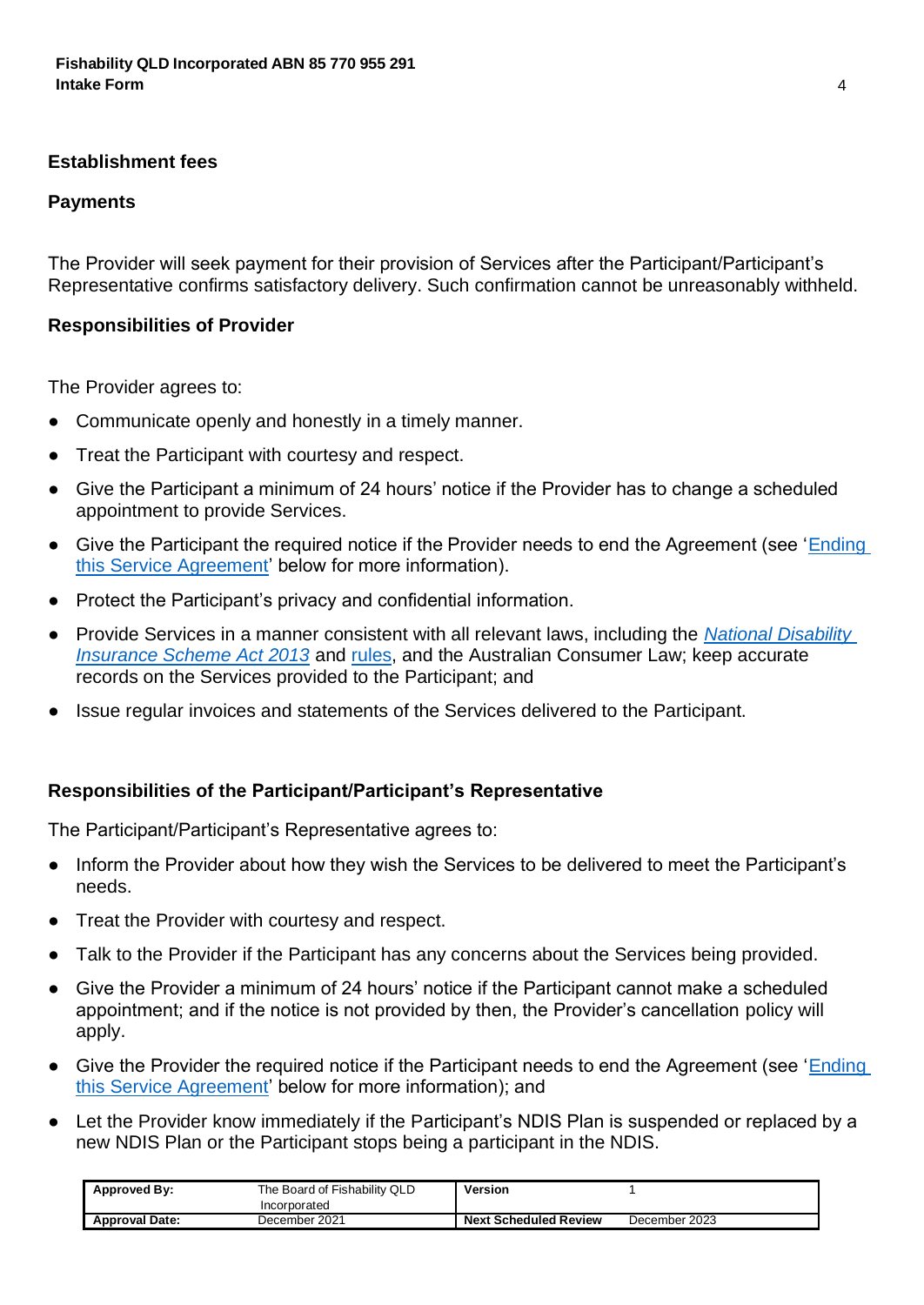### Establishment fees

### Payments

The Provider will seek payment for their provision of Services after the Participant/Participant's Representative confirms satisfactory delivery. Such confirmation cannot be unreasonably withheld.

### Responsibilities of Provider

The Provider agrees to:

- Communicate openly and honestly in a timely manner.
- Treat the Participant with courtesy and respect.
- Give the Participant a minimum of 24 hours' notice if the Provider has to change a scheduled appointment to provide Services.
- Give the Participant the required notice if the Provider needs to end the Agreement (see 'Ending this Service Agreement' below for more information).
- Protect the Participant's privacy and confidential information.
- Provide Services in a manner consistent with all relevant laws, including the *National Disability Insurance Scheme Act 2013* and rules, and the Australian Consumer Law; keep accurate records on the Services provided to the Participant; and
- Issue regular invoices and statements of the Services delivered to the Participant.

### Responsibilities of the Participant/Participant's Representative

The Participant/Participant's Representative agrees to:

- Inform the Provider about how they wish the Services to be delivered to meet the Participant's needs.
- Treat the Provider with courtesy and respect.
- Talk to the Provider if the Participant has any concerns about the Services being provided.
- Give the Provider a minimum of 24 hours' notice if the Participant cannot make a scheduled appointment; and if the notice is not provided by then, the Provider's cancellation policy will apply.
- Give the Provider the required notice if the Participant needs to end the Agreement (see 'Ending this Service Agreement' below for more information); and
- Let the Provider know immediately if the Participant's NDIS Plan is suspended or replaced by a new NDIS Plan or the Participant stops being a participant in the NDIS.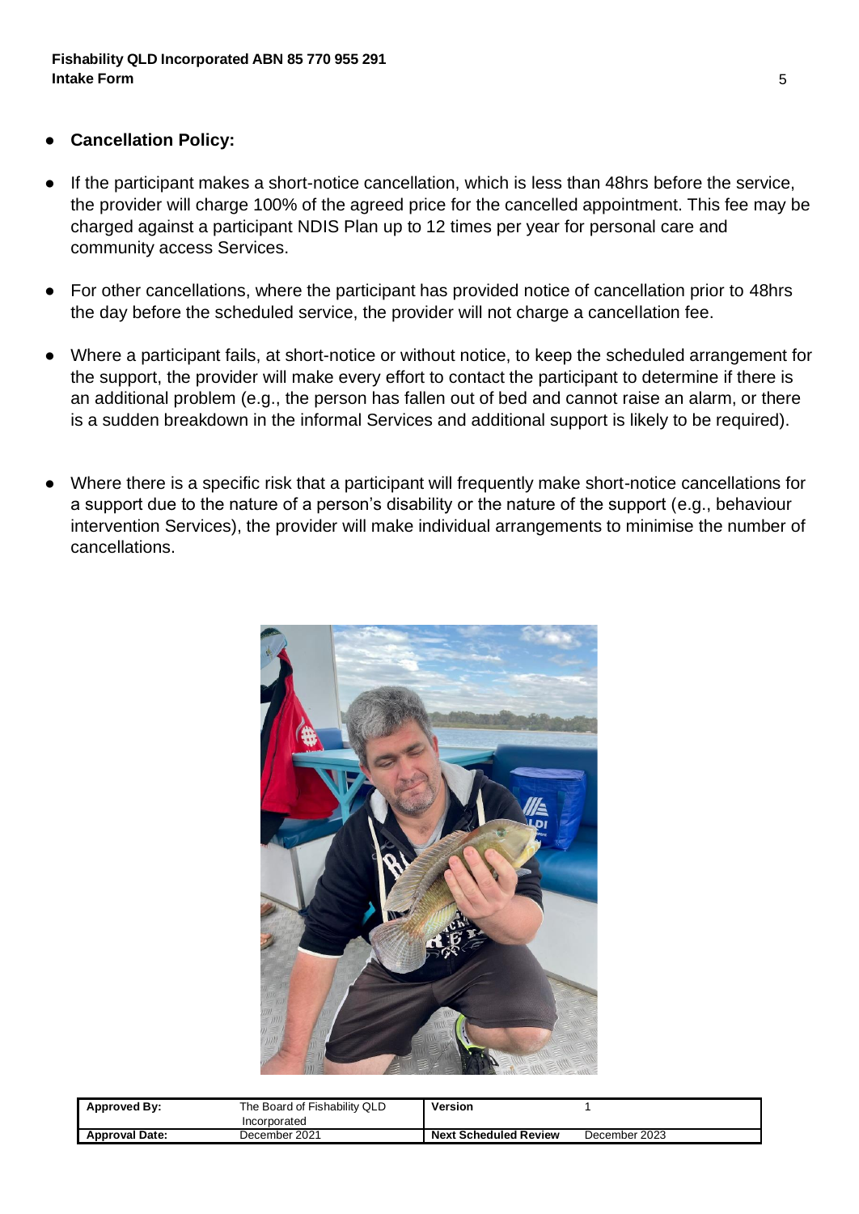- **Cancellation Policy:**

- If the participant makes a short-notice cancellation, which is less than 48hrs before the service, the provider will charge 100% of the agreed price for the cancelled appointment. This fee may be charged against a participant NDIS Plan up to 12 times per year for personal care and community access Services.

- For other cancellations, where the participant has provided notice of cancellation prior to 48hrs the day before the scheduled service, the provider will not charge a cancellation fee.

- Where a participant fails, at short-notice or without notice, to keep the scheduled arrangement for the support, the provider will make every effort to contact the participant to determine if there is an additional problem (e.g., the person has fallen out of bed and cannot raise an alarm, or there is a sudden breakdown in the informal Services and additional support is likely to be required).

- Where there is a specific risk that a participant will frequently make short-notice cancellations for a support due to the nature of a person's disability or the nature of the support (e.g., behaviour intervention Services), the provider will make individual arrangements to minimise the number of cancellations.

| Approved By: | The Board of Fishability QLD Incorporated | Version | 1 |
|---|---|---|---|
| Approval Date: | December 2021 | Next Scheduled Review | December 2023 |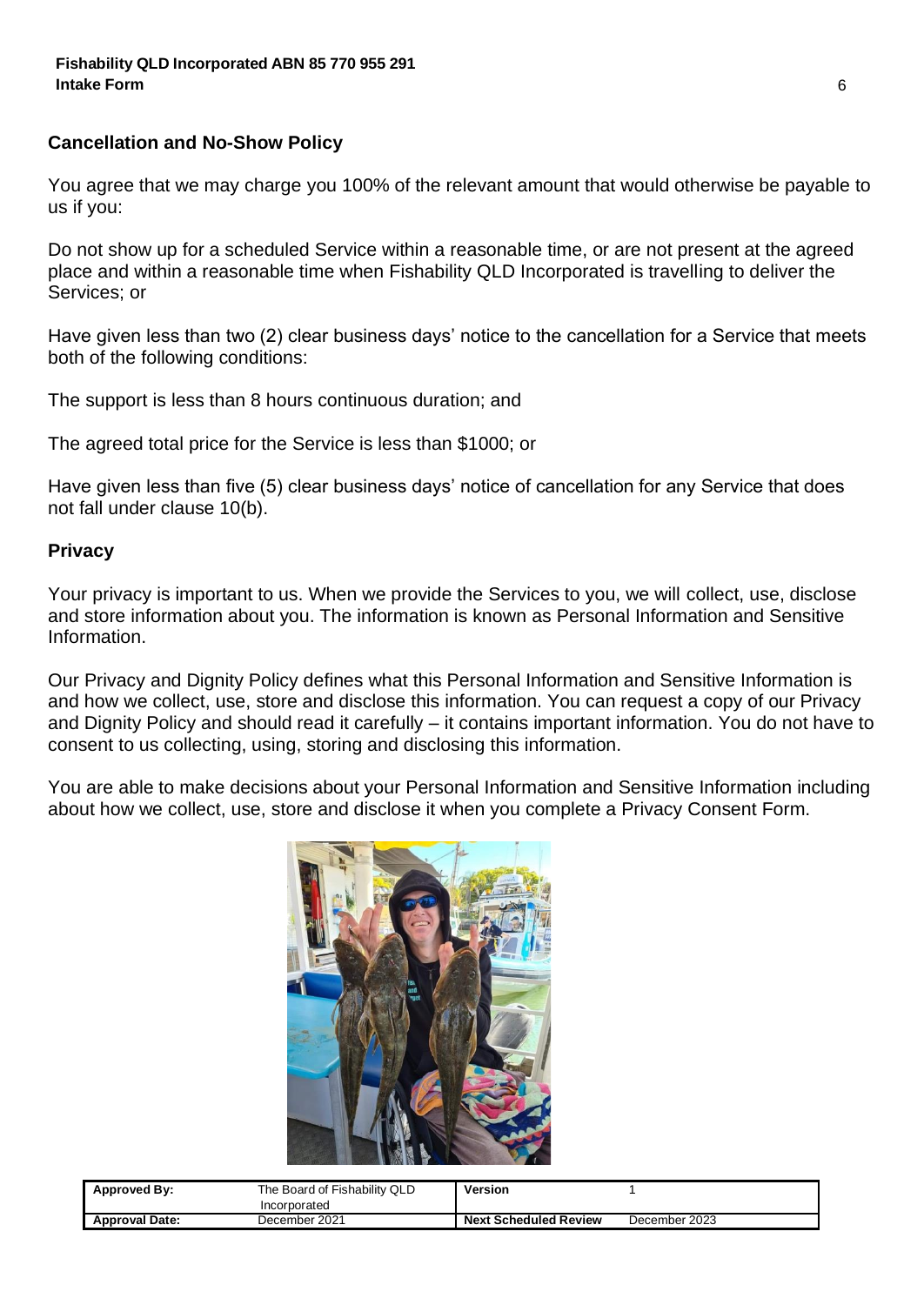## Cancellation and No-Show Policy

You agree that we may charge you 100% of the relevant amount that would otherwise be payable to us if you:

Do not show up for a scheduled Service within a reasonable time, or are not present at the agreed place and within a reasonable time when Fishability QLD Incorporated is travelling to deliver the Services; or

Have given less than two (2) clear business days' notice to the cancellation for a Service that meets both of the following conditions:

The support is less than 8 hours continuous duration; and

The agreed total price for the Service is less than $1000; or

Have given less than five (5) clear business days' notice of cancellation for any Service that does not fall under clause 10(b).

## Privacy

Your privacy is important to us. When we provide the Services to you, we will collect, use, disclose and store information about you. The information is known as Personal Information and Sensitive Information.

Our Privacy and Dignity Policy defines what this Personal Information and Sensitive Information is and how we collect, use, store and disclose this information. You can request a copy of our Privacy and Dignity Policy and should read it carefully – it contains important information. You do not have to consent to us collecting, using, storing and disclosing this information.

You are able to make decisions about your Personal Information and Sensitive Information including about how we collect, use, store and disclose it when you complete a Privacy Consent Form.

| | | | |
|---|---|---|---|
| **Approved By:** | The Board of Fishability QLD Incorporated | **Version** | 1 |
| **Approval Date:** | December 2021 | **Next Scheduled Review** | December 2023 |